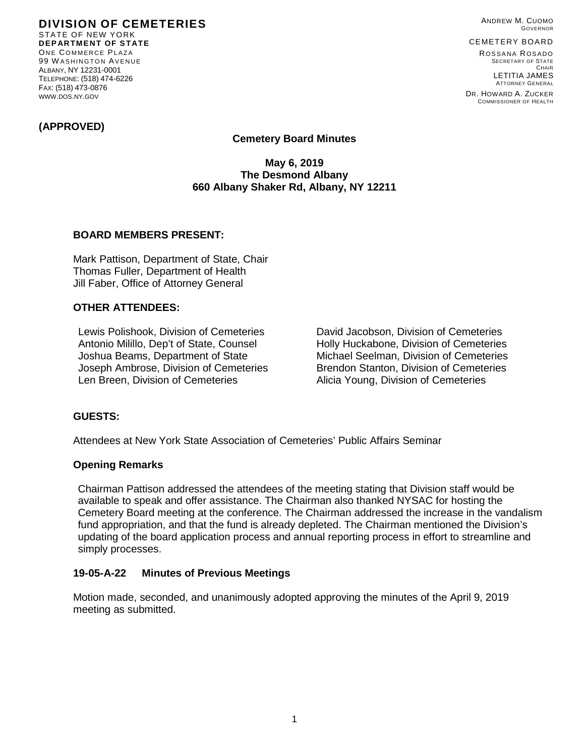**DIVISION OF CEMETERIES**
STATE OF NEW YORK
**DEPARTMENT OF STATE**
ONE COMMERCE PLAZA
99 WASHINGTON AVENUE
ALBANY, NY 12231-0001
TELEPHONE: (518) 474-6226
FAX: (518) 473-0876
WWW.DOS.NY.GOV

ANDREW M. CUOMO
GOVERNOR

CEMETERY BOARD
ROSSANA ROSADO
SECRETARY OF STATE
CHAIR
LETITIA JAMES
ATTORNEY GENERAL
DR. HOWARD A. ZUCKER
COMMISSIONER OF HEALTH

**(APPROVED)**

# Cemetery Board Minutes

**May 6, 2019**
**The Desmond Albany**
**660 Albany Shaker Rd, Albany, NY 12211**

### BOARD MEMBERS PRESENT:

Mark Pattison, Department of State, Chair
Thomas Fuller, Department of Health
Jill Faber, Office of Attorney General

### OTHER ATTENDEES:

Lewis Polishook, Division of Cemeteries
Antonio Milillo, Dep't of State, Counsel
Joshua Beams, Department of State
Joseph Ambrose, Division of Cemeteries
Len Breen, Division of Cemeteries
David Jacobson, Division of Cemeteries
Holly Huckabone, Division of Cemeteries
Michael Seelman, Division of Cemeteries
Brendon Stanton, Division of Cemeteries
Alicia Young, Division of Cemeteries

### GUESTS:

Attendees at New York State Association of Cemeteries' Public Affairs Seminar

### Opening Remarks

Chairman Pattison addressed the attendees of the meeting stating that Division staff would be available to speak and offer assistance. The Chairman also thanked NYSAC for hosting the Cemetery Board meeting at the conference. The Chairman addressed the increase in the vandalism fund appropriation, and that the fund is already depleted. The Chairman mentioned the Division's updating of the board application process and annual reporting process in effort to streamline and simply processes.

### 19-05-A-22 Minutes of Previous Meetings

Motion made, seconded, and unanimously adopted approving the minutes of the April 9, 2019 meeting as submitted.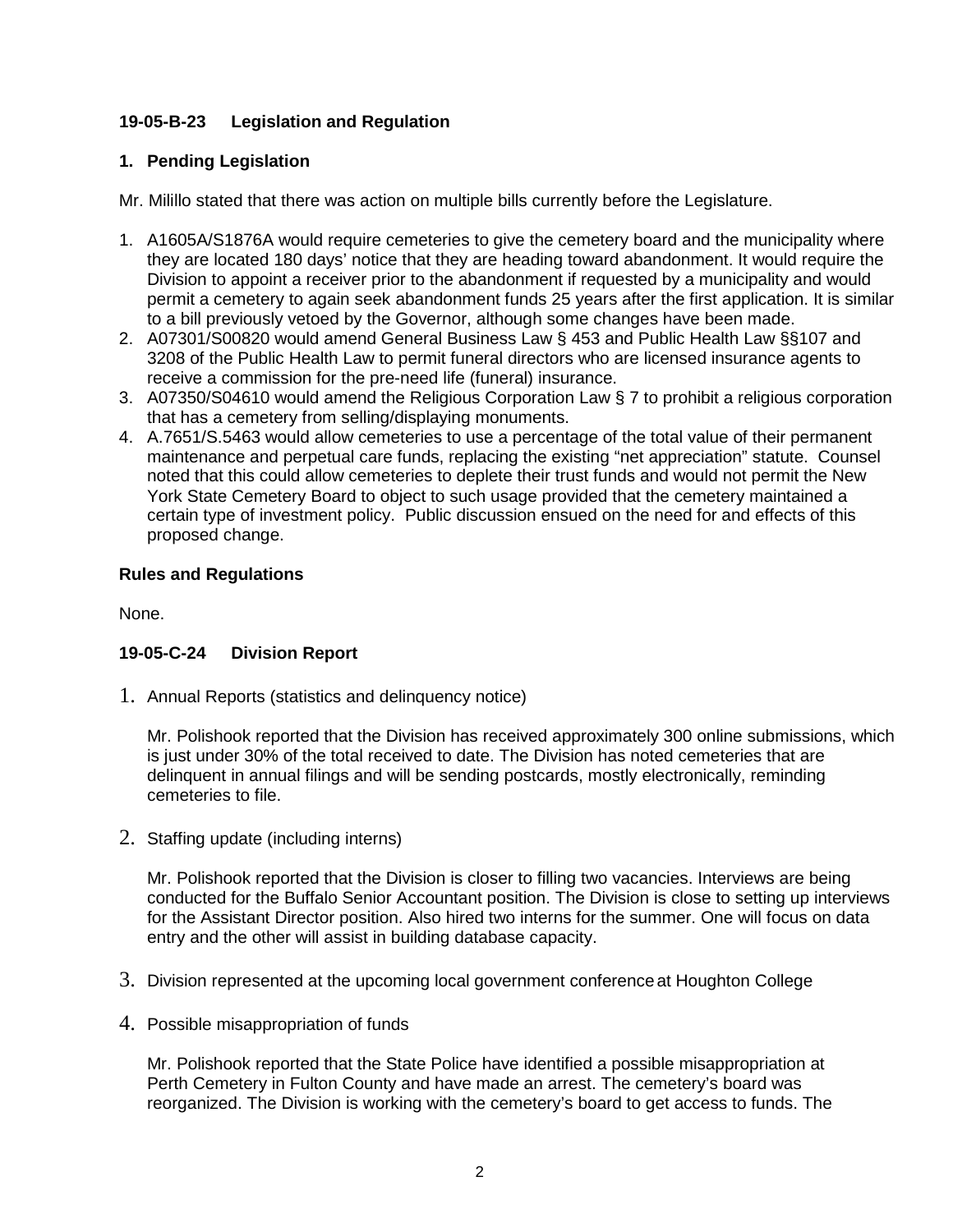**19-05-B-23 Legislation and Regulation**

**1. Pending Legislation**

Mr. Milillo stated that there was action on multiple bills currently before the Legislature.

1. A1605A/S1876A would require cemeteries to give the cemetery board and the municipality where they are located 180 days' notice that they are heading toward abandonment. It would require the Division to appoint a receiver prior to the abandonment if requested by a municipality and would permit a cemetery to again seek abandonment funds 25 years after the first application. It is similar to a bill previously vetoed by the Governor, although some changes have been made.
2. A07301/S00820 would amend General Business Law § 453 and Public Health Law §§107 and 3208 of the Public Health Law to permit funeral directors who are licensed insurance agents to receive a commission for the pre-need life (funeral) insurance.
3. A07350/S04610 would amend the Religious Corporation Law § 7 to prohibit a religious corporation that has a cemetery from selling/displaying monuments.
4. A.7651/S.5463 would allow cemeteries to use a percentage of the total value of their permanent maintenance and perpetual care funds, replacing the existing "net appreciation" statute. Counsel noted that this could allow cemeteries to deplete their trust funds and would not permit the New York State Cemetery Board to object to such usage provided that the cemetery maintained a certain type of investment policy. Public discussion ensued on the need for and effects of this proposed change.

**Rules and Regulations**

None.

**19-05-C-24 Division Report**

1. Annual Reports (statistics and delinquency notice)

   Mr. Polishook reported that the Division has received approximately 300 online submissions, which is just under 30% of the total received to date. The Division has noted cemeteries that are delinquent in annual filings and will be sending postcards, mostly electronically, reminding cemeteries to file.

2. Staffing update (including interns)

   Mr. Polishook reported that the Division is closer to filling two vacancies. Interviews are being conducted for the Buffalo Senior Accountant position. The Division is close to setting up interviews for the Assistant Director position. Also hired two interns for the summer. One will focus on data entry and the other will assist in building database capacity.

3. Division represented at the upcoming local government conference at Houghton College

4. Possible misappropriation of funds

   Mr. Polishook reported that the State Police have identified a possible misappropriation at Perth Cemetery in Fulton County and have made an arrest. The cemetery's board was reorganized. The Division is working with the cemetery's board to get access to funds. The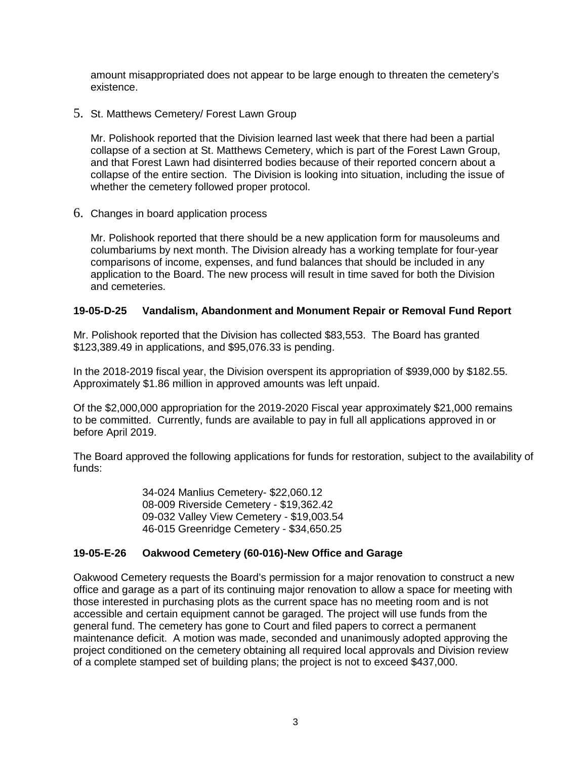amount misappropriated does not appear to be large enough to threaten the cemetery's existence.

5. St. Matthews Cemetery/ Forest Lawn Group

   Mr. Polishook reported that the Division learned last week that there had been a partial collapse of a section at St. Matthews Cemetery, which is part of the Forest Lawn Group, and that Forest Lawn had disinterred bodies because of their reported concern about a collapse of the entire section. The Division is looking into situation, including the issue of whether the cemetery followed proper protocol.

6. Changes in board application process

   Mr. Polishook reported that there should be a new application form for mausoleums and columbariums by next month. The Division already has a working template for four-year comparisons of income, expenses, and fund balances that should be included in any application to the Board. The new process will result in time saved for both the Division and cemeteries.

**19-05-D-25 Vandalism, Abandonment and Monument Repair or Removal Fund Report**

Mr. Polishook reported that the Division has collected $83,553. The Board has granted $123,389.49 in applications, and $95,076.33 is pending.

In the 2018-2019 fiscal year, the Division overspent its appropriation of $939,000 by $182.55. Approximately $1.86 million in approved amounts was left unpaid.

Of the $2,000,000 appropriation for the 2019-2020 Fiscal year approximately $21,000 remains to be committed. Currently, funds are available to pay in full all applications approved in or before April 2019.

The Board approved the following applications for funds for restoration, subject to the availability of funds:

34-024 Manlius Cemetery- $22,060.12
08-009 Riverside Cemetery - $19,362.42
09-032 Valley View Cemetery - $19,003.54
46-015 Greenridge Cemetery - $34,650.25

**19-05-E-26 Oakwood Cemetery (60-016)-New Office and Garage**

Oakwood Cemetery requests the Board's permission for a major renovation to construct a new office and garage as a part of its continuing major renovation to allow a space for meeting with those interested in purchasing plots as the current space has no meeting room and is not accessible and certain equipment cannot be garaged. The project will use funds from the general fund. The cemetery has gone to Court and filed papers to correct a permanent maintenance deficit. A motion was made, seconded and unanimously adopted approving the project conditioned on the cemetery obtaining all required local approvals and Division review of a complete stamped set of building plans; the project is not to exceed $437,000.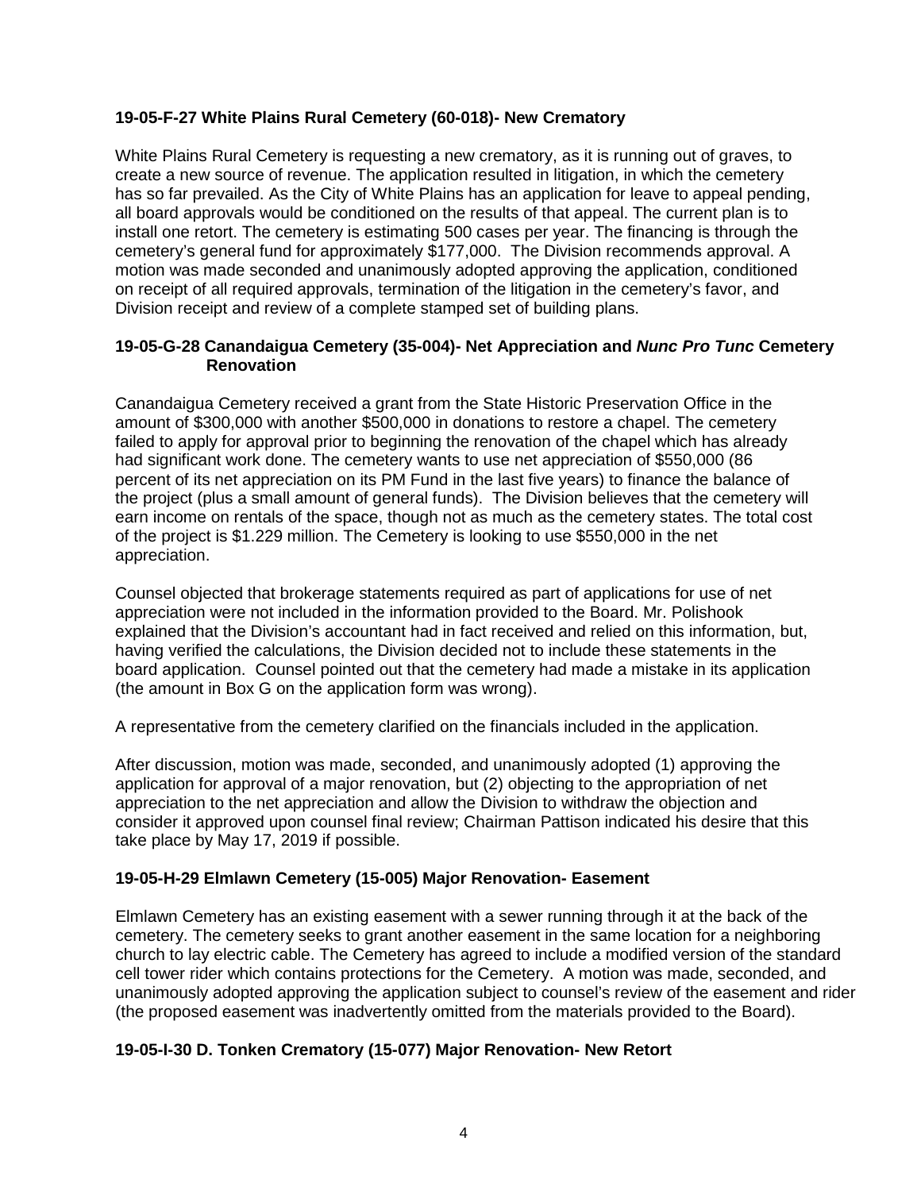**19-05-F-27 White Plains Rural Cemetery (60-018)- New Crematory**

White Plains Rural Cemetery is requesting a new crematory, as it is running out of graves, to create a new source of revenue. The application resulted in litigation, in which the cemetery has so far prevailed. As the City of White Plains has an application for leave to appeal pending, all board approvals would be conditioned on the results of that appeal. The current plan is to install one retort. The cemetery is estimating 500 cases per year. The financing is through the cemetery's general fund for approximately $177,000. The Division recommends approval. A motion was made seconded and unanimously adopted approving the application, conditioned on receipt of all required approvals, termination of the litigation in the cemetery's favor, and Division receipt and review of a complete stamped set of building plans.

**19-05-G-28 Canandaigua Cemetery (35-004)- Net Appreciation and *Nunc Pro Tunc* Cemetery Renovation**

Canandaigua Cemetery received a grant from the State Historic Preservation Office in the amount of $300,000 with another $500,000 in donations to restore a chapel. The cemetery failed to apply for approval prior to beginning the renovation of the chapel which has already had significant work done. The cemetery wants to use net appreciation of $550,000 (86 percent of its net appreciation on its PM Fund in the last five years) to finance the balance of the project (plus a small amount of general funds). The Division believes that the cemetery will earn income on rentals of the space, though not as much as the cemetery states. The total cost of the project is $1.229 million. The Cemetery is looking to use $550,000 in the net appreciation.

Counsel objected that brokerage statements required as part of applications for use of net appreciation were not included in the information provided to the Board. Mr. Polishook explained that the Division's accountant had in fact received and relied on this information, but, having verified the calculations, the Division decided not to include these statements in the board application. Counsel pointed out that the cemetery had made a mistake in its application (the amount in Box G on the application form was wrong).

A representative from the cemetery clarified on the financials included in the application.

After discussion, motion was made, seconded, and unanimously adopted (1) approving the application for approval of a major renovation, but (2) objecting to the appropriation of net appreciation to the net appreciation and allow the Division to withdraw the objection and consider it approved upon counsel final review; Chairman Pattison indicated his desire that this take place by May 17, 2019 if possible.

**19-05-H-29 Elmlawn Cemetery (15-005) Major Renovation- Easement**

Elmlawn Cemetery has an existing easement with a sewer running through it at the back of the cemetery. The cemetery seeks to grant another easement in the same location for a neighboring church to lay electric cable. The Cemetery has agreed to include a modified version of the standard cell tower rider which contains protections for the Cemetery. A motion was made, seconded, and unanimously adopted approving the application subject to counsel's review of the easement and rider (the proposed easement was inadvertently omitted from the materials provided to the Board).

**19-05-I-30 D. Tonken Crematory (15-077) Major Renovation- New Retort**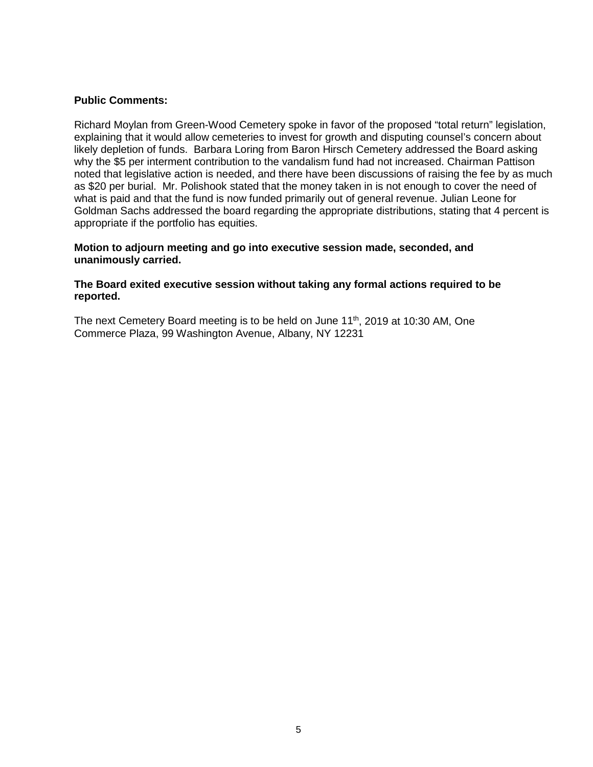**Public Comments:**

Richard Moylan from Green-Wood Cemetery spoke in favor of the proposed "total return" legislation, explaining that it would allow cemeteries to invest for growth and disputing counsel's concern about likely depletion of funds. Barbara Loring from Baron Hirsch Cemetery addressed the Board asking why the $5 per interment contribution to the vandalism fund had not increased. Chairman Pattison noted that legislative action is needed, and there have been discussions of raising the fee by as much as $20 per burial. Mr. Polishook stated that the money taken in is not enough to cover the need of what is paid and that the fund is now funded primarily out of general revenue. Julian Leone for Goldman Sachs addressed the board regarding the appropriate distributions, stating that 4 percent is appropriate if the portfolio has equities.

**Motion to adjourn meeting and go into executive session made, seconded, and unanimously carried.**

**The Board exited executive session without taking any formal actions required to be reported.**

The next Cemetery Board meeting is to be held on June 11th, 2019 at 10:30 AM, One Commerce Plaza, 99 Washington Avenue, Albany, NY 12231